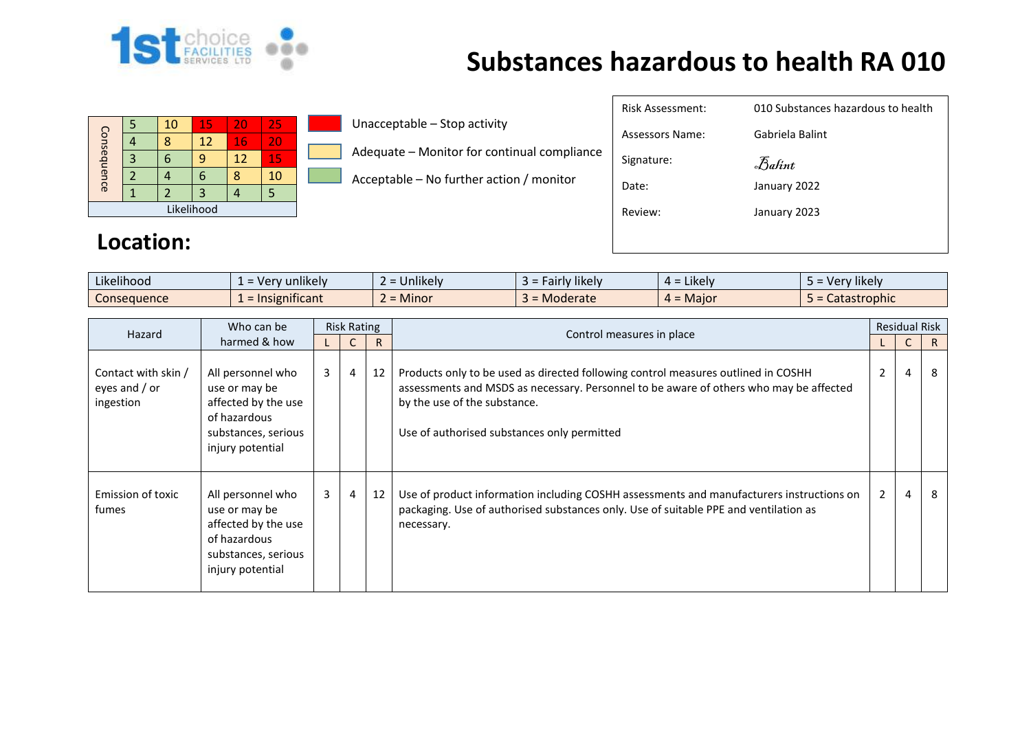# Substances hazardous to health RA 010

| Consequence | | | | | |
|---|---|---|---|---|---|
| | 5 | 10 | 15 | 20 | 25 |
| | 4 | 8 | 12 | 16 | 20 |
| | 3 | 6 | 9 | 12 | 15 |
| | 2 | 4 | 6 | 8 | 10 |
| | 1 | 2 | 3 | 4 | 5 |
| Likelihood | | | | | |

- Unacceptable – Stop activity
- Adequate – Monitor for continual compliance
- Acceptable – No further action / monitor

| | |
|---|---|
| Risk Assessment: | 010 Substances hazardous to health |
| Assessors Name: | Gabriela Balint |
| Signature: | *Balint* |
| Date: | January 2022 |
| Review: | January 2023 |

## Location:

| Likelihood | 1 = Very unlikely | 2 = Unlikely | 3 = Fairly likely | 4 = Likely | 5 = Very likely |
|---|---|---|---|---|---|
| Consequence | 1 = Insignificant | 2 = Minor | 3 = Moderate | 4 = Major | 5 = Catastrophic |

| Hazard | Who can be harmed & how | Risk Rating | | | Control measures in place | Residual Risk | | |
|---|---|---|---|---|---|---|---|---|
| | | L | C | R | | L | C | R |
| Contact with skin / eyes and / or ingestion | All personnel who use or may be affected by the use of hazardous substances, serious injury potential | 3 | 4 | 12 | Products only to be used as directed following control measures outlined in COSHH assessments and MSDS as necessary. Personnel to be aware of others who may be affected by the use of the substance.<br><br>Use of authorised substances only permitted | 2 | 4 | 8 |
| Emission of toxic fumes | All personnel who use or may be affected by the use of hazardous substances, serious injury potential | 3 | 4 | 12 | Use of product information including COSHH assessments and manufacturers instructions on packaging. Use of authorised substances only. Use of suitable PPE and ventilation as necessary. | 2 | 4 | 8 |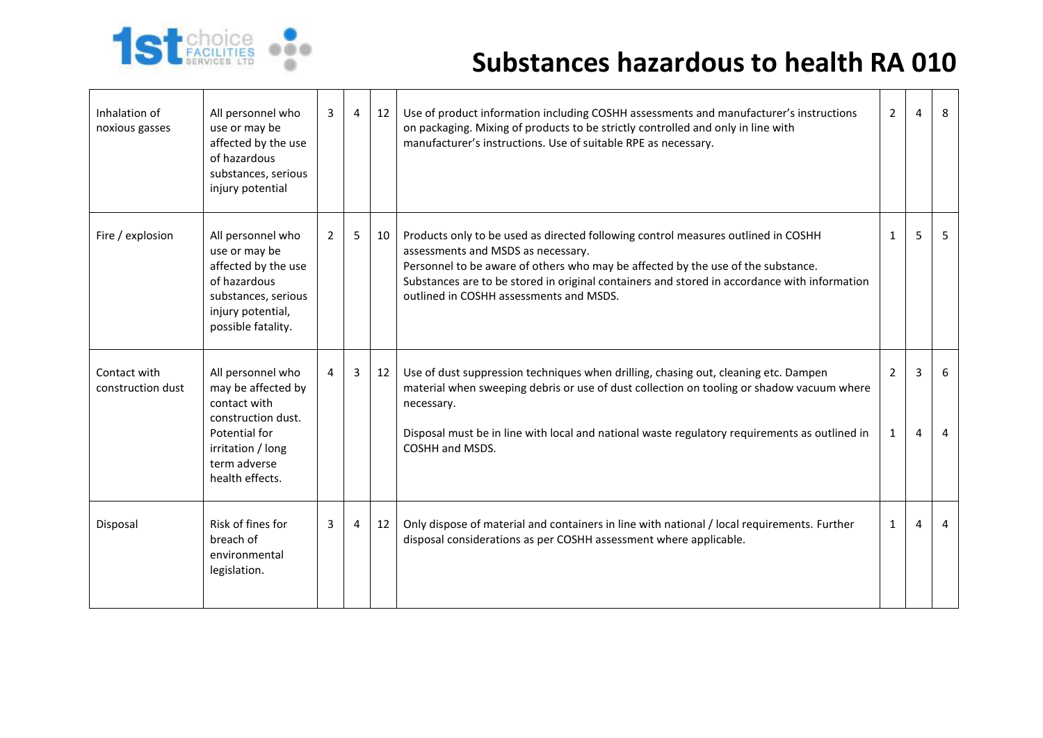# Substances hazardous to health RA 010

| | | | | | | | | |
|---|---|---|---|---|---|---|---|---|
| Inhalation of noxious gasses | All personnel who use or may be affected by the use of hazardous substances, serious injury potential | 3 | 4 | 12 | Use of product information including COSHH assessments and manufacturer's instructions on packaging. Mixing of products to be strictly controlled and only in line with manufacturer's instructions. Use of suitable RPE as necessary. | 2 | 4 | 8 |
| Fire / explosion | All personnel who use or may be affected by the use of hazardous substances, serious injury potential, possible fatality. | 2 | 5 | 10 | Products only to be used as directed following control measures outlined in COSHH assessments and MSDS as necessary.<br>Personnel to be aware of others who may be affected by the use of the substance.<br>Substances are to be stored in original containers and stored in accordance with information outlined in COSHH assessments and MSDS. | 1 | 5 | 5 |
| Contact with construction dust | All personnel who may be affected by contact with construction dust. Potential for irritation / long term adverse health effects. | 4 | 3 | 12 | Use of dust suppression techniques when drilling, chasing out, cleaning etc. Dampen material when sweeping debris or use of dust collection on tooling or shadow vacuum where necessary.<br><br>Disposal must be in line with local and national waste regulatory requirements as outlined in COSHH and MSDS. | 2<br><br>1 | 3<br><br>4 | 6<br><br>4 |
| Disposal | Risk of fines for breach of environmental legislation. | 3 | 4 | 12 | Only dispose of material and containers in line with national / local requirements. Further disposal considerations as per COSHH assessment where applicable. | 1 | 4 | 4 |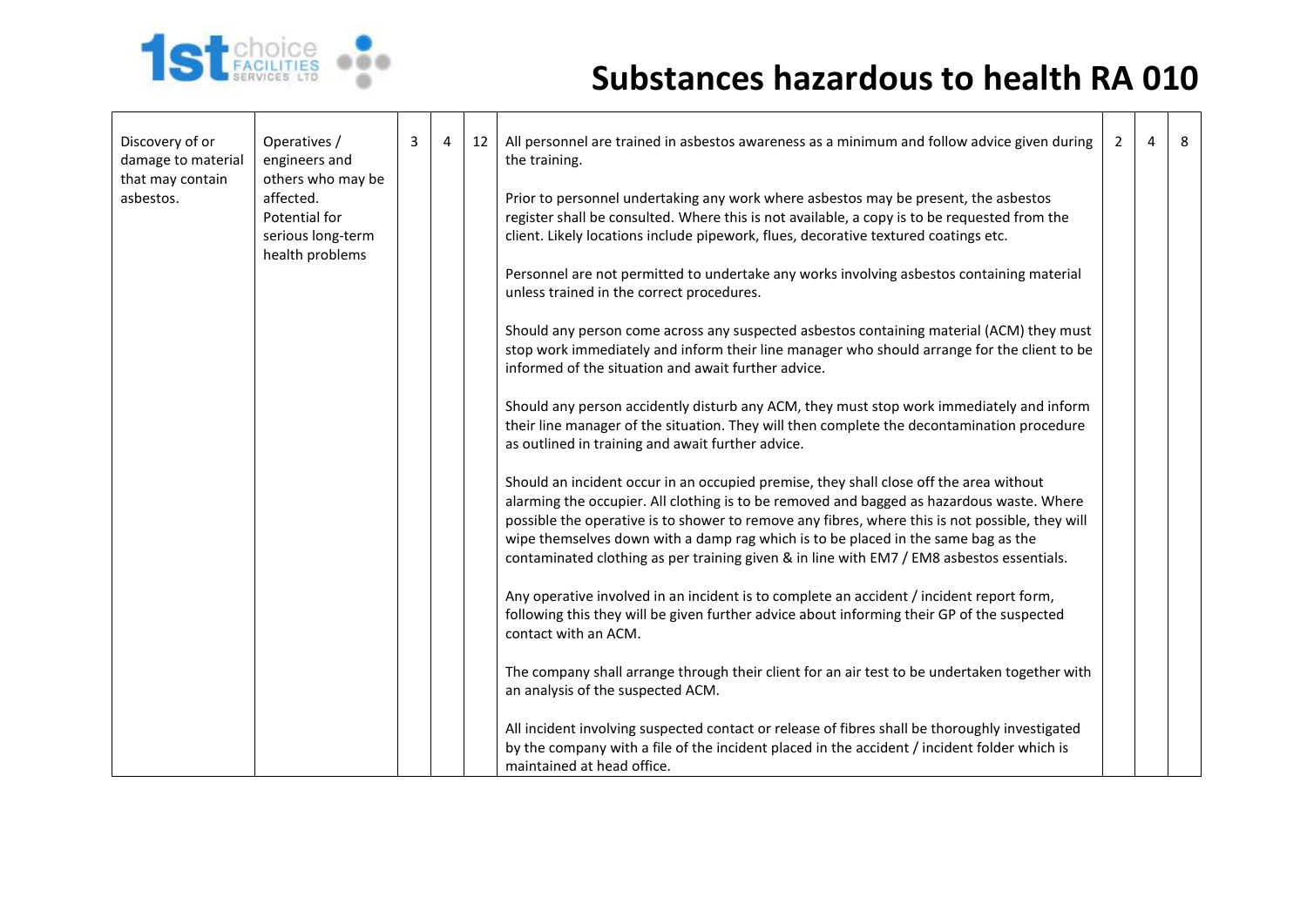# Substances hazardous to health RA 010

| | | | | | | | | |
|---|---|---|---|---|---|---|---|---|
| Discovery of or damage to material that may contain asbestos. | Operatives / engineers and others who may be affected. Potential for serious long-term health problems | 3 | 4 | 12 | All personnel are trained in asbestos awareness as a minimum and follow advice given during the training.<br><br>Prior to personnel undertaking any work where asbestos may be present, the asbestos register shall be consulted. Where this is not available, a copy is to be requested from the client. Likely locations include pipework, flues, decorative textured coatings etc.<br><br>Personnel are not permitted to undertake any works involving asbestos containing material unless trained in the correct procedures.<br><br>Should any person come across any suspected asbestos containing material (ACM) they must stop work immediately and inform their line manager who should arrange for the client to be informed of the situation and await further advice.<br><br>Should any person accidently disturb any ACM, they must stop work immediately and inform their line manager of the situation. They will then complete the decontamination procedure as outlined in training and await further advice.<br><br>Should an incident occur in an occupied premise, they shall close off the area without alarming the occupier. All clothing is to be removed and bagged as hazardous waste. Where possible the operative is to shower to remove any fibres, where this is not possible, they will wipe themselves down with a damp rag which is to be placed in the same bag as the contaminated clothing as per training given & in line with EM7 / EM8 asbestos essentials.<br><br>Any operative involved in an incident is to complete an accident / incident report form, following this they will be given further advice about informing their GP of the suspected contact with an ACM.<br><br>The company shall arrange through their client for an air test to be undertaken together with an analysis of the suspected ACM.<br><br>All incident involving suspected contact or release of fibres shall be thoroughly investigated by the company with a file of the incident placed in the accident / incident folder which is maintained at head office. | 2 | 4 | 8 |